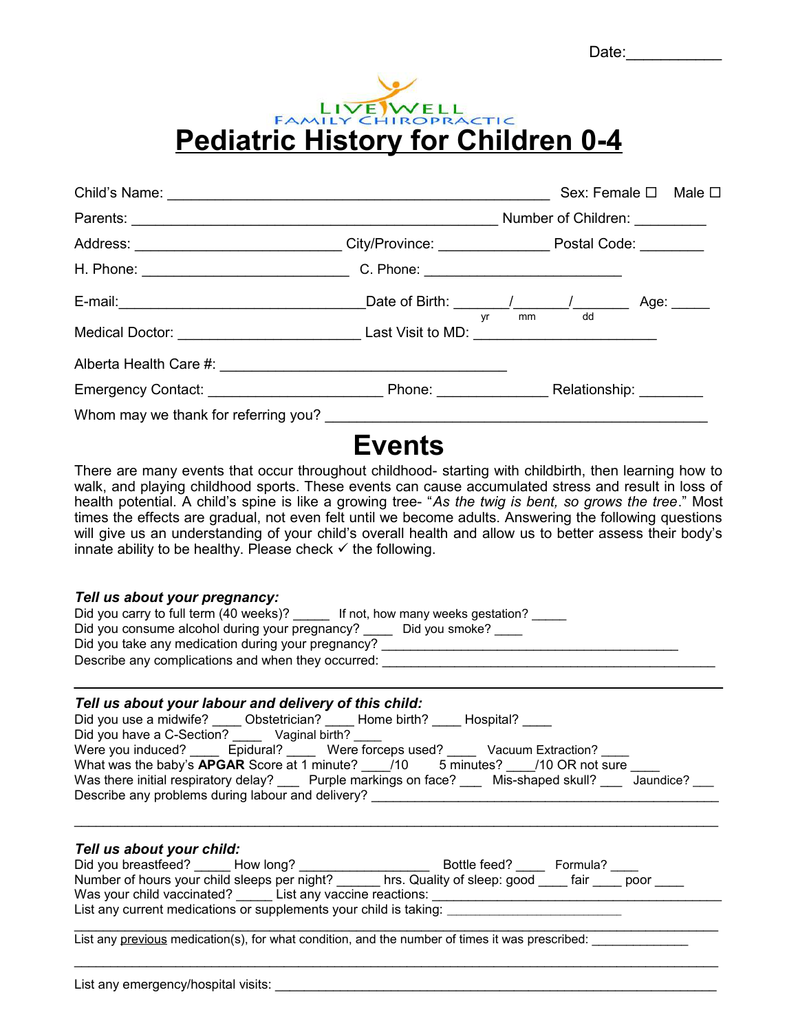Date:___________

LIVE WELL
FAMILY CHIROPRACTIC

# Pediatric History for Children 0-4

Child's Name: ______________________________________________ Sex: Female ☐ Male ☐

Parents: ______________________________________________ Number of Children: _________

Address: __________________________ City/Province: ______________ Postal Code: ________

H. Phone: __________________________ C. Phone: __________________________

E-mail:______________________________Date of Birth: _______/_______/_______ Age: _____
(yr / mm / dd)

Medical Doctor: _______________________ Last Visit to MD: _______________________

Alberta Health Care #: ____________________________________

Emergency Contact: ______________________ Phone: ______________ Relationship: ________

Whom may we thank for referring you? ________________________________________________

# Events

There are many events that occur throughout childhood- starting with childbirth, then learning how to walk, and playing childhood sports. These events can cause accumulated stress and result in loss of health potential. A child's spine is like a growing tree- "*As the twig is bent, so grows the tree*." Most times the effects are gradual, not even felt until we become adults. Answering the following questions will give us an understanding of your child's overall health and allow us to better assess their body's innate ability to be healthy. Please check ✓ the following.

### *Tell us about your pregnancy:*

Did you carry to full term (40 weeks)? _____ If not, how many weeks gestation? _____

Did you consume alcohol during your pregnancy? ____ Did you smoke? ____

Did you take any medication during your pregnancy? __________________________________________

Describe any complications and when they occurred: ________________________________________________

---

### *Tell us about your labour and delivery of this child:*

Did you use a midwife? ____ Obstetrician? ____ Home birth? ____ Hospital? ____

Did you have a C-Section? ____ Vaginal birth? ____

Were you induced? ____ Epidural? ____ Were forceps used? ____ Vacuum Extraction? ____

What was the baby's **APGAR** Score at 1 minute? ____/10 5 minutes? ____/10 OR not sure ____

Was there initial respiratory delay? ___ Purple markings on face? ___ Mis-shaped skull? ___ Jaundice? ___

Describe any problems during labour and delivery? ________________________________________________

_____________________________________________________________________________________

### *Tell us about your child:*

Did you breastfeed? _____ How long? __________________ Bottle feed? ____ Formula? ____

Number of hours your child sleeps per night? ______ hrs. Quality of sleep: good ____ fair ____ poor ____

Was your child vaccinated? _____ List any vaccine reactions: ______________________________________

List any current medications or supplements your child is taking: _________________________

_____________________________________________________________________________________

List any previous medication(s), for what condition, and the number of times it was prescribed: _____________

_____________________________________________________________________________________

List any emergency/hospital visits: _____________________________________________________________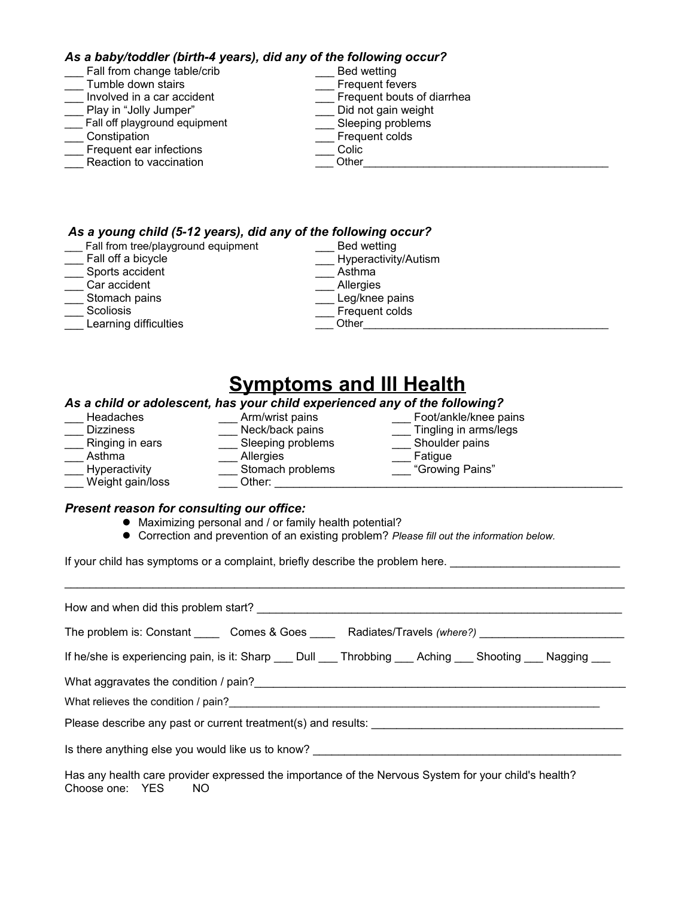*As a baby/toddler (birth-4 years), did any of the following occur?*

___ Fall from change table/crib
___ Tumble down stairs
___ Involved in a car accident
___ Play in "Jolly Jumper"
___ Fall off playground equipment
___ Constipation
___ Frequent ear infections
___ Reaction to vaccination
___ Bed wetting
___ Frequent fevers
___ Frequent bouts of diarrhea
___ Did not gain weight
___ Sleeping problems
___ Frequent colds
___ Colic
___ Other_________________________________________

*As a young child (5-12 years), did any of the following occur?*

___ Fall from tree/playground equipment
___ Fall off a bicycle
___ Sports accident
___ Car accident
___ Stomach pains
___ Scoliosis
___ Learning difficulties
___ Bed wetting
___ Hyperactivity/Autism
___ Asthma
___ Allergies
___ Leg/knee pains
___ Frequent colds
___ Other_________________________________________

# Symptoms and Ill Health

*As a child or adolescent, has your child experienced any of the following?*

___ Headaches
___ Dizziness
___ Ringing in ears
___ Asthma
___ Hyperactivity
___ Weight gain/loss
___ Arm/wrist pains
___ Neck/back pains
___ Sleeping problems
___ Allergies
___ Stomach problems
___ Other: _________________________________________________________
___ Foot/ankle/knee pains
___ Tingling in arms/legs
___ Shoulder pains
___ Fatigue
___ "Growing Pains"

***Present reason for consulting our office:***

- Maximizing personal and / or family health potential?
- Correction and prevention of an existing problem? *Please fill out the information below.*

If your child has symptoms or a complaint, briefly describe the problem here. ___________________________
_____________________________________________________________________________________________

How and when did this problem start? _____________________________________________________________

The problem is: Constant ____ Comes & Goes ____ Radiates/Travels *(where?)* _______________________

If he/she is experiencing pain, is it: Sharp ___ Dull ___ Throbbing ___ Aching ___ Shooting ___ Nagging ___

What aggravates the condition / pain?______________________________________________________________

What relieves the condition / pain?______________________________________________________________

Please describe any past or current treatment(s) and results: __________________________________________

Is there anything else you would like us to know? ___________________________________________________

Has any health care provider expressed the importance of the Nervous System for your child's health?
Choose one: YES NO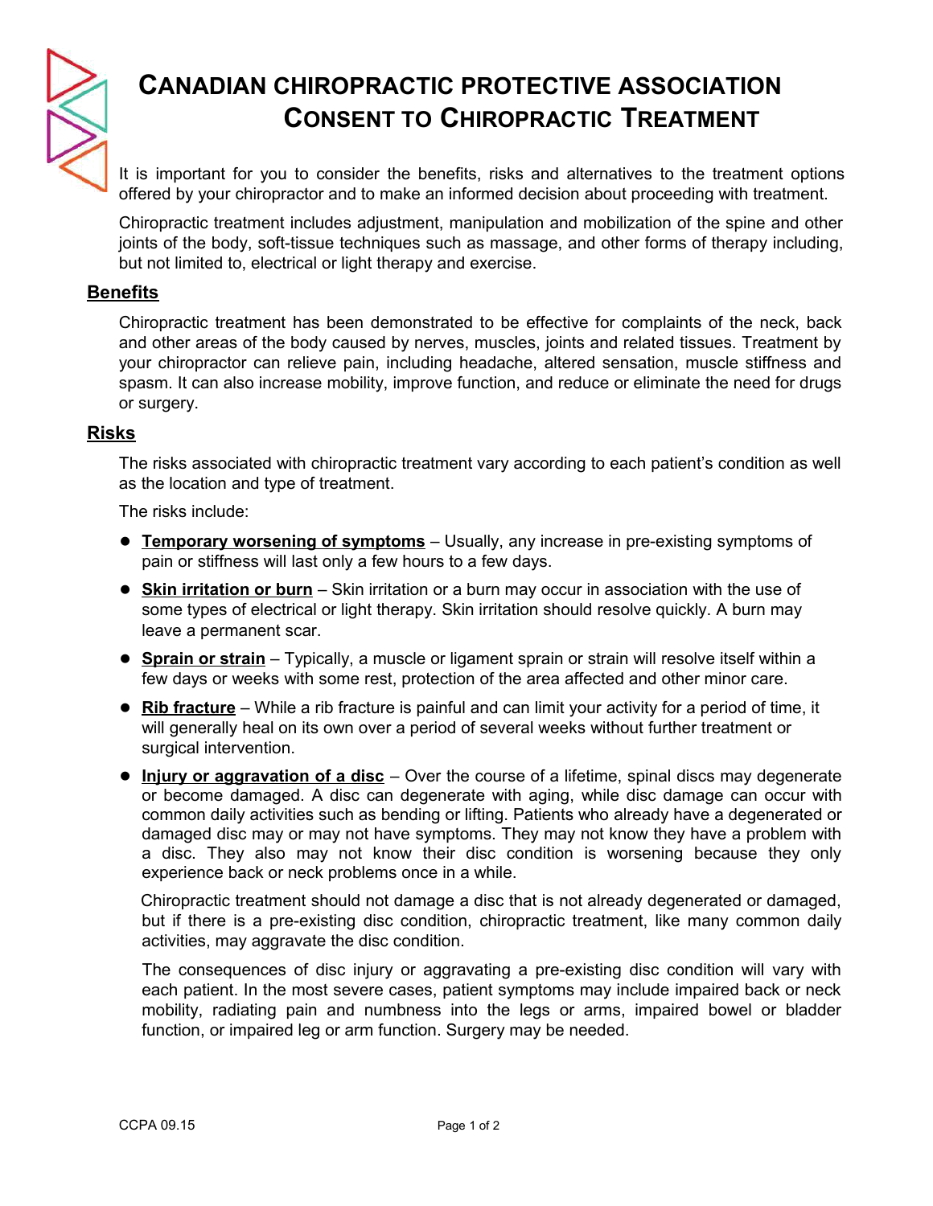# Canadian Chiropractic Protective Association
# Consent to Chiropractic Treatment

It is important for you to consider the benefits, risks and alternatives to the treatment options offered by your chiropractor and to make an informed decision about proceeding with treatment.

Chiropractic treatment includes adjustment, manipulation and mobilization of the spine and other joints of the body, soft-tissue techniques such as massage, and other forms of therapy including, but not limited to, electrical or light therapy and exercise.

## Benefits

Chiropractic treatment has been demonstrated to be effective for complaints of the neck, back and other areas of the body caused by nerves, muscles, joints and related tissues. Treatment by your chiropractor can relieve pain, including headache, altered sensation, muscle stiffness and spasm. It can also increase mobility, improve function, and reduce or eliminate the need for drugs or surgery.

## Risks

The risks associated with chiropractic treatment vary according to each patient's condition as well as the location and type of treatment.

The risks include:

- **Temporary worsening of symptoms** – Usually, any increase in pre-existing symptoms of pain or stiffness will last only a few hours to a few days.
- **Skin irritation or burn** – Skin irritation or a burn may occur in association with the use of some types of electrical or light therapy. Skin irritation should resolve quickly. A burn may leave a permanent scar.
- **Sprain or strain** – Typically, a muscle or ligament sprain or strain will resolve itself within a few days or weeks with some rest, protection of the area affected and other minor care.
- **Rib fracture** – While a rib fracture is painful and can limit your activity for a period of time, it will generally heal on its own over a period of several weeks without further treatment or surgical intervention.
- **Injury or aggravation of a disc** – Over the course of a lifetime, spinal discs may degenerate or become damaged. A disc can degenerate with aging, while disc damage can occur with common daily activities such as bending or lifting. Patients who already have a degenerated or damaged disc may or may not have symptoms. They may not know they have a problem with a disc. They also may not know their disc condition is worsening because they only experience back or neck problems once in a while.

  Chiropractic treatment should not damage a disc that is not already degenerated or damaged, but if there is a pre-existing disc condition, chiropractic treatment, like many common daily activities, may aggravate the disc condition.

  The consequences of disc injury or aggravating a pre-existing disc condition will vary with each patient. In the most severe cases, patient symptoms may include impaired back or neck mobility, radiating pain and numbness into the legs or arms, impaired bowel or bladder function, or impaired leg or arm function. Surgery may be needed.

CCPA 09.15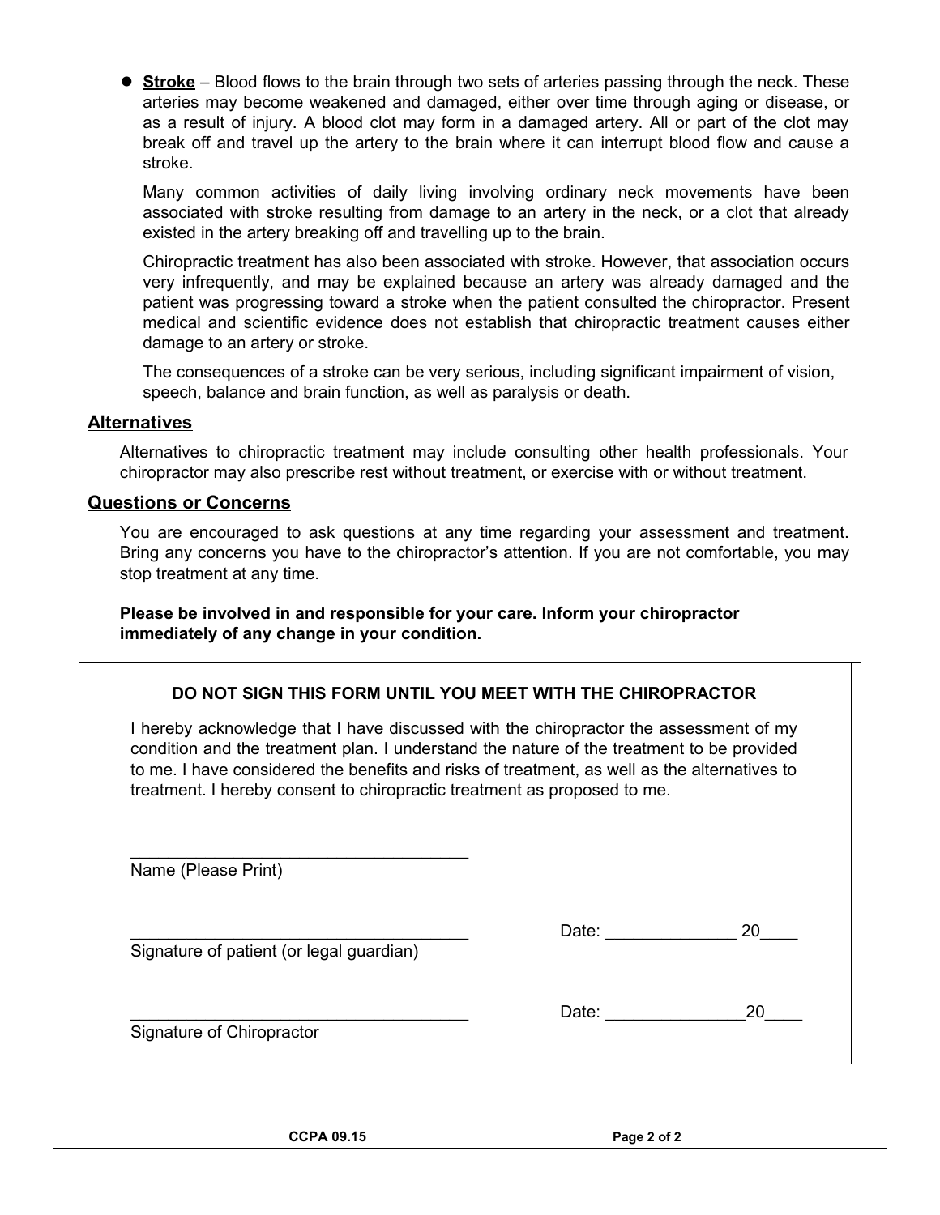- **Stroke** – Blood flows to the brain through two sets of arteries passing through the neck. These arteries may become weakened and damaged, either over time through aging or disease, or as a result of injury. A blood clot may form in a damaged artery. All or part of the clot may break off and travel up the artery to the brain where it can interrupt blood flow and cause a stroke.

  Many common activities of daily living involving ordinary neck movements have been associated with stroke resulting from damage to an artery in the neck, or a clot that already existed in the artery breaking off and travelling up to the brain.

  Chiropractic treatment has also been associated with stroke. However, that association occurs very infrequently, and may be explained because an artery was already damaged and the patient was progressing toward a stroke when the patient consulted the chiropractor. Present medical and scientific evidence does not establish that chiropractic treatment causes either damage to an artery or stroke.

  The consequences of a stroke can be very serious, including significant impairment of vision, speech, balance and brain function, as well as paralysis or death.

## Alternatives

Alternatives to chiropractic treatment may include consulting other health professionals. Your chiropractor may also prescribe rest without treatment, or exercise with or without treatment.

## Questions or Concerns

You are encouraged to ask questions at any time regarding your assessment and treatment. Bring any concerns you have to the chiropractor's attention. If you are not comfortable, you may stop treatment at any time.

**Please be involved in and responsible for your care. Inform your chiropractor immediately of any change in your condition.**

---

**DO NOT SIGN THIS FORM UNTIL YOU MEET WITH THE CHIROPRACTOR**

I hereby acknowledge that I have discussed with the chiropractor the assessment of my condition and the treatment plan. I understand the nature of the treatment to be provided to me. I have considered the benefits and risks of treatment, as well as the alternatives to treatment. I hereby consent to chiropractic treatment as proposed to me.

____________________________________
Name (Please Print)

____________________________________ Date: ______________ 20____
Signature of patient (or legal guardian)

____________________________________ Date: _______________20____
Signature of Chiropractor

CCPA 09.15